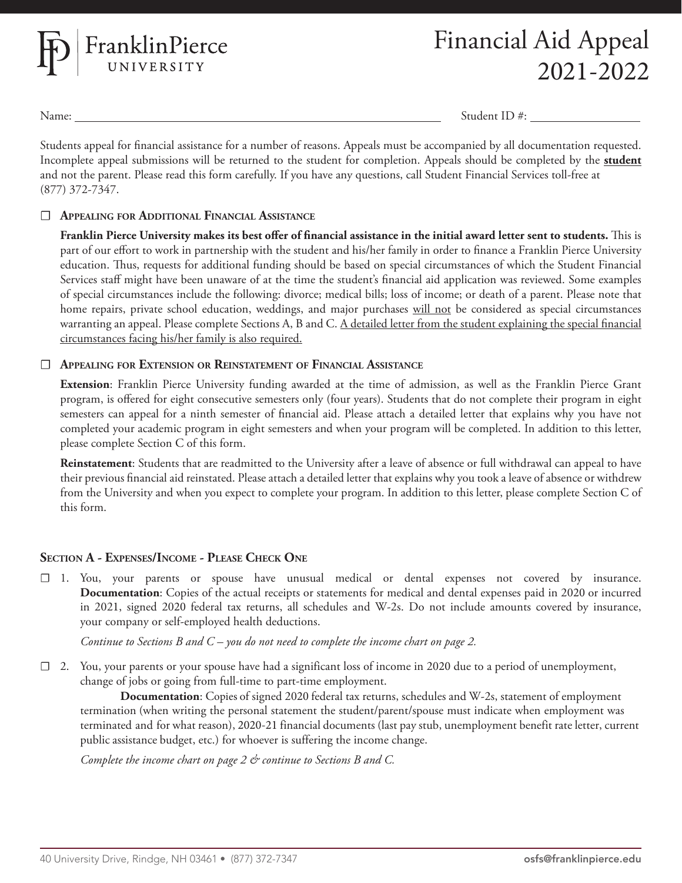# Franklin Pierce University

# Financial Aid Appeal 2021-2022

Name: ______________________________ Student ID #: ______________

Students appeal for financial assistance for a number of reasons. Appeals must be accompanied by all documentation requested. Incomplete appeal submissions will be returned to the student for completion. Appeals should be completed by the **student** and not the parent. Please read this form carefully. If you have any questions, call Student Financial Services toll-free at (877) 372-7347.

☐ **Appealing for Additional Financial Assistance**

**Franklin Pierce University makes its best offer of financial assistance in the initial award letter sent to students.** This is part of our effort to work in partnership with the student and his/her family in order to finance a Franklin Pierce University education. Thus, requests for additional funding should be based on special circumstances of which the Student Financial Services staff might have been unaware of at the time the student's financial aid application was reviewed. Some examples of special circumstances include the following: divorce; medical bills; loss of income; or death of a parent. Please note that home repairs, private school education, weddings, and major purchases will not be considered as special circumstances warranting an appeal. Please complete Sections A, B and C. A detailed letter from the student explaining the special financial circumstances facing his/her family is also required.

☐ **Appealing for Extension or Reinstatement of Financial Assistance**

**Extension**: Franklin Pierce University funding awarded at the time of admission, as well as the Franklin Pierce Grant program, is offered for eight consecutive semesters only (four years). Students that do not complete their program in eight semesters can appeal for a ninth semester of financial aid. Please attach a detailed letter that explains why you have not completed your academic program in eight semesters and when your program will be completed. In addition to this letter, please complete Section C of this form.

**Reinstatement**: Students that are readmitted to the University after a leave of absence or full withdrawal can appeal to have their previous financial aid reinstated. Please attach a detailed letter that explains why you took a leave of absence or withdrew from the University and when you expect to complete your program. In addition to this letter, please complete Section C of this form.

## Section A - Expenses/Income - Please Check One

☐ 1. You, your parents or spouse have unusual medical or dental expenses not covered by insurance. **Documentation**: Copies of the actual receipts or statements for medical and dental expenses paid in 2020 or incurred in 2021, signed 2020 federal tax returns, all schedules and W-2s. Do not include amounts covered by insurance, your company or self-employed health deductions.

*Continue to Sections B and C – you do not need to complete the income chart on page 2.*

☐ 2. You, your parents or your spouse have had a significant loss of income in 2020 due to a period of unemployment, change of jobs or going from full-time to part-time employment.

**Documentation**: Copies of signed 2020 federal tax returns, schedules and W-2s, statement of employment termination (when writing the personal statement the student/parent/spouse must indicate when employment was terminated and for what reason), 2020-21 financial documents (last pay stub, unemployment benefit rate letter, current public assistance budget, etc.) for whoever is suffering the income change.

*Complete the income chart on page 2 & continue to Sections B and C.*

40 University Drive, Rindge, NH 03461 • (877) 372-7347 osfs@franklinpierce.edu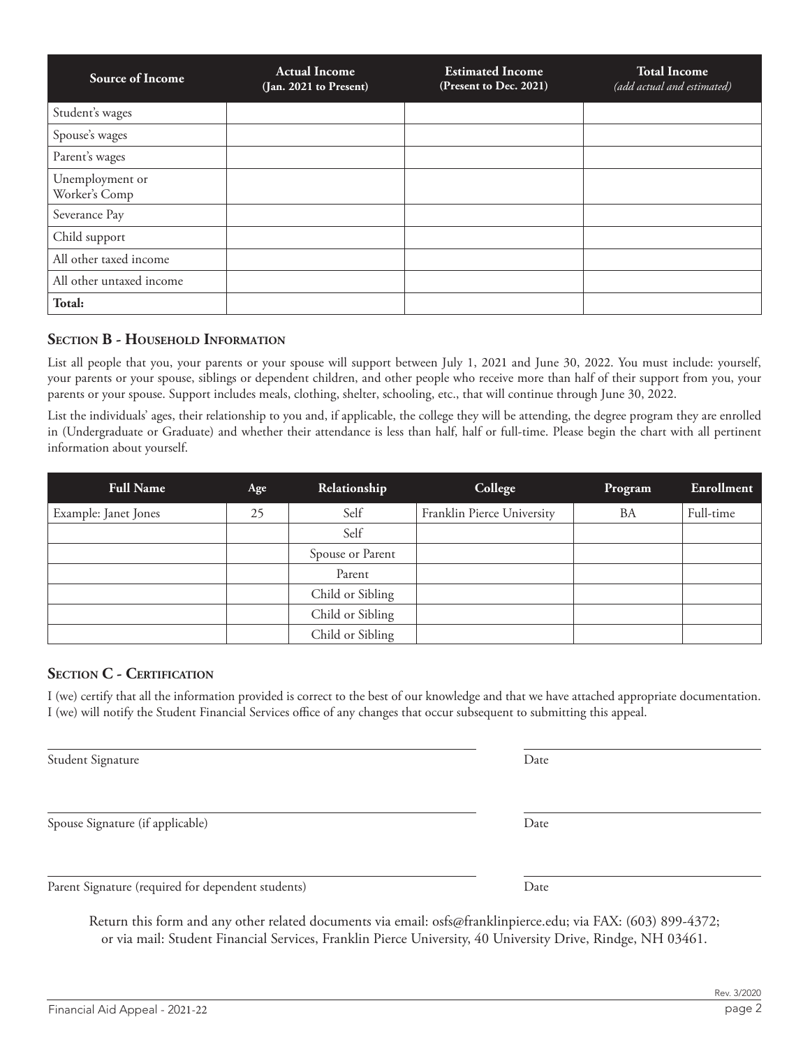| Source of Income | Actual Income (Jan. 2021 to Present) | Estimated Income (Present to Dec. 2021) | Total Income *(add actual and estimated)* |
|---|---|---|---|
| Student's wages | | | |
| Spouse's wages | | | |
| Parent's wages | | | |
| Unemployment or Worker's Comp | | | |
| Severance Pay | | | |
| Child support | | | |
| All other taxed income | | | |
| All other untaxed income | | | |
| **Total:** | | | |

## Section B - Household Information

List all people that you, your parents or your spouse will support between July 1, 2021 and June 30, 2022. You must include: yourself, your parents or your spouse, siblings or dependent children, and other people who receive more than half of their support from you, your parents or your spouse. Support includes meals, clothing, shelter, schooling, etc., that will continue through June 30, 2022.

List the individuals' ages, their relationship to you and, if applicable, the college they will be attending, the degree program they are enrolled in (Undergraduate or Graduate) and whether their attendance is less than half, half or full-time. Please begin the chart with all pertinent information about yourself.

| Full Name | Age | Relationship | College | Program | Enrollment |
|---|---|---|---|---|---|
| Example: Janet Jones | 25 | Self | Franklin Pierce University | BA | Full-time |
| | | Self | | | |
| | | Spouse or Parent | | | |
| | | Parent | | | |
| | | Child or Sibling | | | |
| | | Child or Sibling | | | |
| | | Child or Sibling | | | |

## Section C - Certification

I (we) certify that all the information provided is correct to the best of our knowledge and that we have attached appropriate documentation. I (we) will notify the Student Financial Services office of any changes that occur subsequent to submitting this appeal.

Student Signature ____________________ Date ____________

Spouse Signature (if applicable) ____________________ Date ____________

Parent Signature (required for dependent students) ____________________ Date ____________

Return this form and any other related documents via email: osfs@franklinpierce.edu; via FAX: (603) 899-4372; or via mail: Student Financial Services, Franklin Pierce University, 40 University Drive, Rindge, NH 03461.